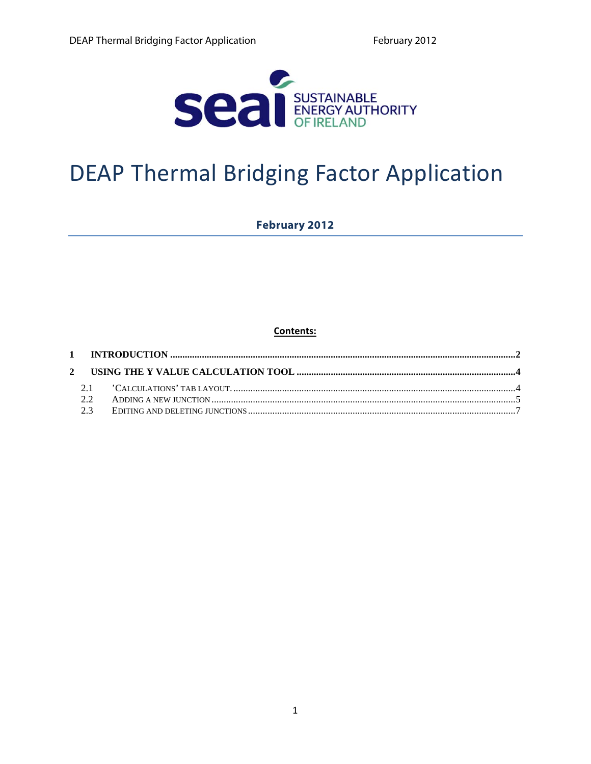SUSTAINABLE ENERGY AUTHORITY OF IRELAND

# DEAP Thermal Bridging Factor Application

**February 2012**

**Contents:**

**1 INTRODUCTION ....................................................................................................................................2**

**2 USING THE Y VALUE CALCULATION TOOL ....................................................................................4**

2.1 'CALCULATIONS' TAB LAYOUT. ..................................................................................................4
2.2 ADDING A NEW JUNCTION .............................................................................................................5
2.3 EDITING AND DELETING JUNCTIONS ..............................................................................................7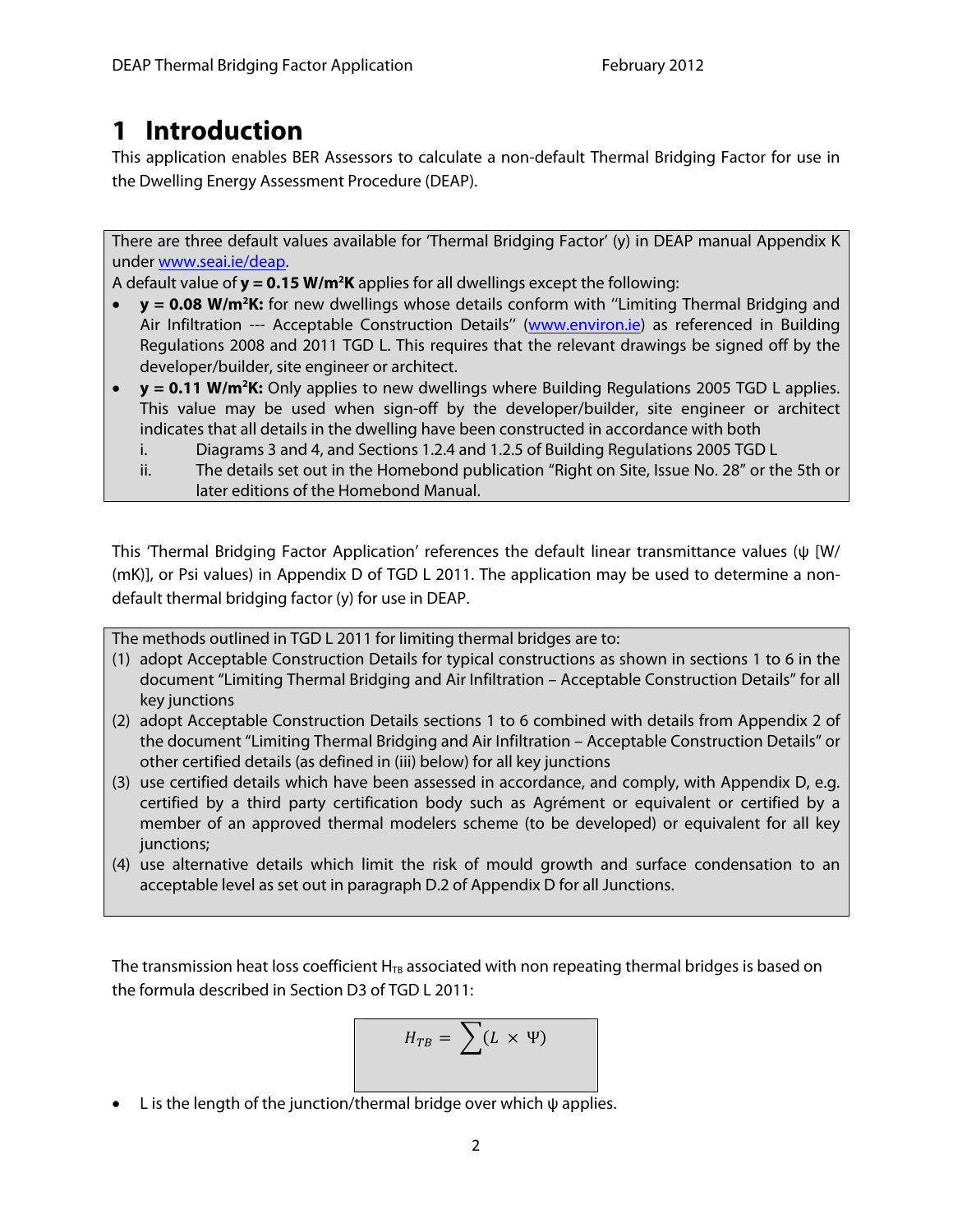# 1 Introduction

This application enables BER Assessors to calculate a non-default Thermal Bridging Factor for use in the Dwelling Energy Assessment Procedure (DEAP).

There are three default values available for 'Thermal Bridging Factor' (y) in DEAP manual Appendix K under www.seai.ie/deap.

A default value of **y = 0.15 W/m²K** applies for all dwellings except the following:

- **y = 0.08 W/m²K:** for new dwellings whose details conform with "Limiting Thermal Bridging and Air Infiltration --- Acceptable Construction Details" (www.environ.ie) as referenced in Building Regulations 2008 and 2011 TGD L. This requires that the relevant drawings be signed off by the developer/builder, site engineer or architect.
- **y = 0.11 W/m²K:** Only applies to new dwellings where Building Regulations 2005 TGD L applies. This value may be used when sign-off by the developer/builder, site engineer or architect indicates that all details in the dwelling have been constructed in accordance with both
  - i. Diagrams 3 and 4, and Sections 1.2.4 and 1.2.5 of Building Regulations 2005 TGD L
  - ii. The details set out in the Homebond publication "Right on Site, Issue No. 28" or the 5th or later editions of the Homebond Manual.

This 'Thermal Bridging Factor Application' references the default linear transmittance values (ψ [W/(mK)], or Psi values) in Appendix D of TGD L 2011. The application may be used to determine a non-default thermal bridging factor (y) for use in DEAP.

The methods outlined in TGD L 2011 for limiting thermal bridges are to:

(1) adopt Acceptable Construction Details for typical constructions as shown in sections 1 to 6 in the document "Limiting Thermal Bridging and Air Infiltration – Acceptable Construction Details" for all key junctions

(2) adopt Acceptable Construction Details sections 1 to 6 combined with details from Appendix 2 of the document "Limiting Thermal Bridging and Air Infiltration – Acceptable Construction Details" or other certified details (as defined in (iii) below) for all key junctions

(3) use certified details which have been assessed in accordance, and comply, with Appendix D, e.g. certified by a third party certification body such as Agrément or equivalent or certified by a member of an approved thermal modelers scheme (to be developed) or equivalent for all key junctions;

(4) use alternative details which limit the risk of mould growth and surface condensation to an acceptable level as set out in paragraph D.2 of Appendix D for all Junctions.

The transmission heat loss coefficient $H_{TB}$ associated with non repeating thermal bridges is based on the formula described in Section D3 of TGD L 2011:

$$H_{TB} = \sum (L \times \Psi)$$

- L is the length of the junction/thermal bridge over which ψ applies.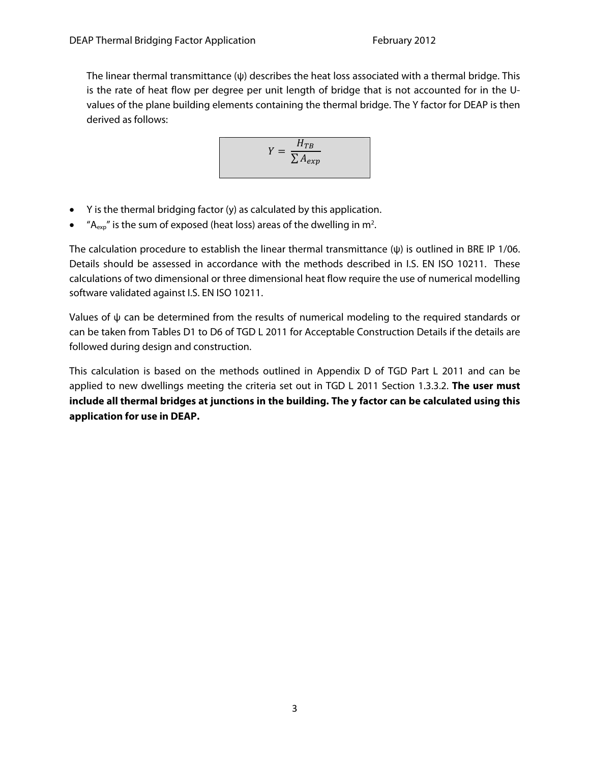The linear thermal transmittance (ψ) describes the heat loss associated with a thermal bridge. This is the rate of heat flow per degree per unit length of bridge that is not accounted for in the U-values of the plane building elements containing the thermal bridge. The Y factor for DEAP is then derived as follows:

$$Y = \frac{H_{TB}}{\sum A_{exp}}$$

- Y is the thermal bridging factor (y) as calculated by this application.
- "$A_{exp}$" is the sum of exposed (heat loss) areas of the dwelling in $m^2$.

The calculation procedure to establish the linear thermal transmittance (ψ) is outlined in BRE IP 1/06. Details should be assessed in accordance with the methods described in I.S. EN ISO 10211. These calculations of two dimensional or three dimensional heat flow require the use of numerical modelling software validated against I.S. EN ISO 10211.

Values of ψ can be determined from the results of numerical modeling to the required standards or can be taken from Tables D1 to D6 of TGD L 2011 for Acceptable Construction Details if the details are followed during design and construction.

This calculation is based on the methods outlined in Appendix D of TGD Part L 2011 and can be applied to new dwellings meeting the criteria set out in TGD L 2011 Section 1.3.3.2. **The user must include all thermal bridges at junctions in the building. The y factor can be calculated using this application for use in DEAP.**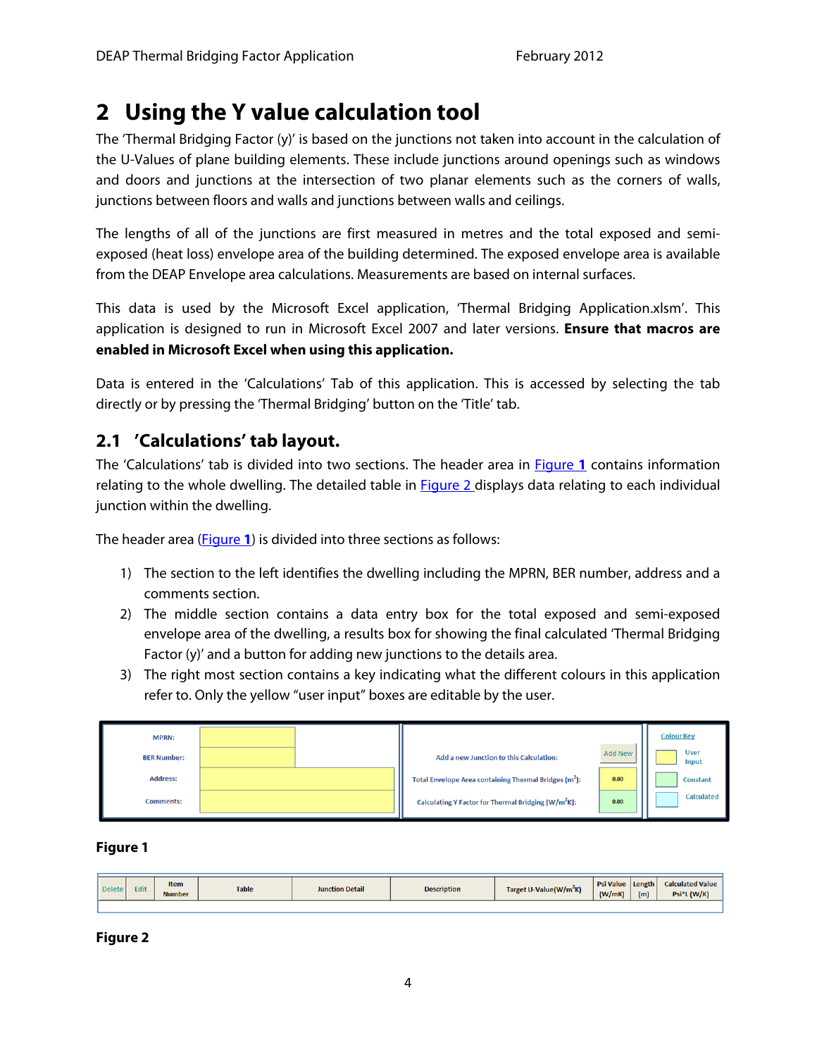# 2 Using the Y value calculation tool

The 'Thermal Bridging Factor (y)' is based on the junctions not taken into account in the calculation of the U-Values of plane building elements. These include junctions around openings such as windows and doors and junctions at the intersection of two planar elements such as the corners of walls, junctions between floors and walls and junctions between walls and ceilings.

The lengths of all of the junctions are first measured in metres and the total exposed and semi-exposed (heat loss) envelope area of the building determined. The exposed envelope area is available from the DEAP Envelope area calculations. Measurements are based on internal surfaces.

This data is used by the Microsoft Excel application, 'Thermal Bridging Application.xlsm'. This application is designed to run in Microsoft Excel 2007 and later versions. **Ensure that macros are enabled in Microsoft Excel when using this application.**

Data is entered in the 'Calculations' Tab of this application. This is accessed by selecting the tab directly or by pressing the 'Thermal Bridging' button on the 'Title' tab.

## 2.1 'Calculations' tab layout.

The 'Calculations' tab is divided into two sections. The header area in Figure 1 contains information relating to the whole dwelling. The detailed table in Figure 2 displays data relating to each individual junction within the dwelling.

The header area (Figure 1) is divided into three sections as follows:

1) The section to the left identifies the dwelling including the MPRN, BER number, address and a comments section.
2) The middle section contains a data entry box for the total exposed and semi-exposed envelope area of the dwelling, a results box for showing the final calculated 'Thermal Bridging Factor (y)' and a button for adding new junctions to the details area.
3) The right most section contains a key indicating what the different colours in this application refer to. Only the yellow "user input" boxes are editable by the user.

| MPRN: | | Add a new Junction to this Calculation: | Add New | Colour Key |
|---|---|---|---|---|
| BER Number: | | | | User Input |
| Address: | | Total Envelope Area containing Thermal Bridges (m$^2$): | 0.00 | Constant |
| Comments: | | Calculating Y Factor for Thermal Bridging [W/m$^2$K]: | 0.00 | Calculated |

**Figure 1**

| Delete | Edit | Item Number | Table | Junction Detail | Description | Target U-Value(W/m$^2$K) | Psi Value (W/mK) | Length (m) | Calculated Value Psi*L (W/K) |
|---|---|---|---|---|---|---|---|---|---|
| | | | | | | | | | |

**Figure 2**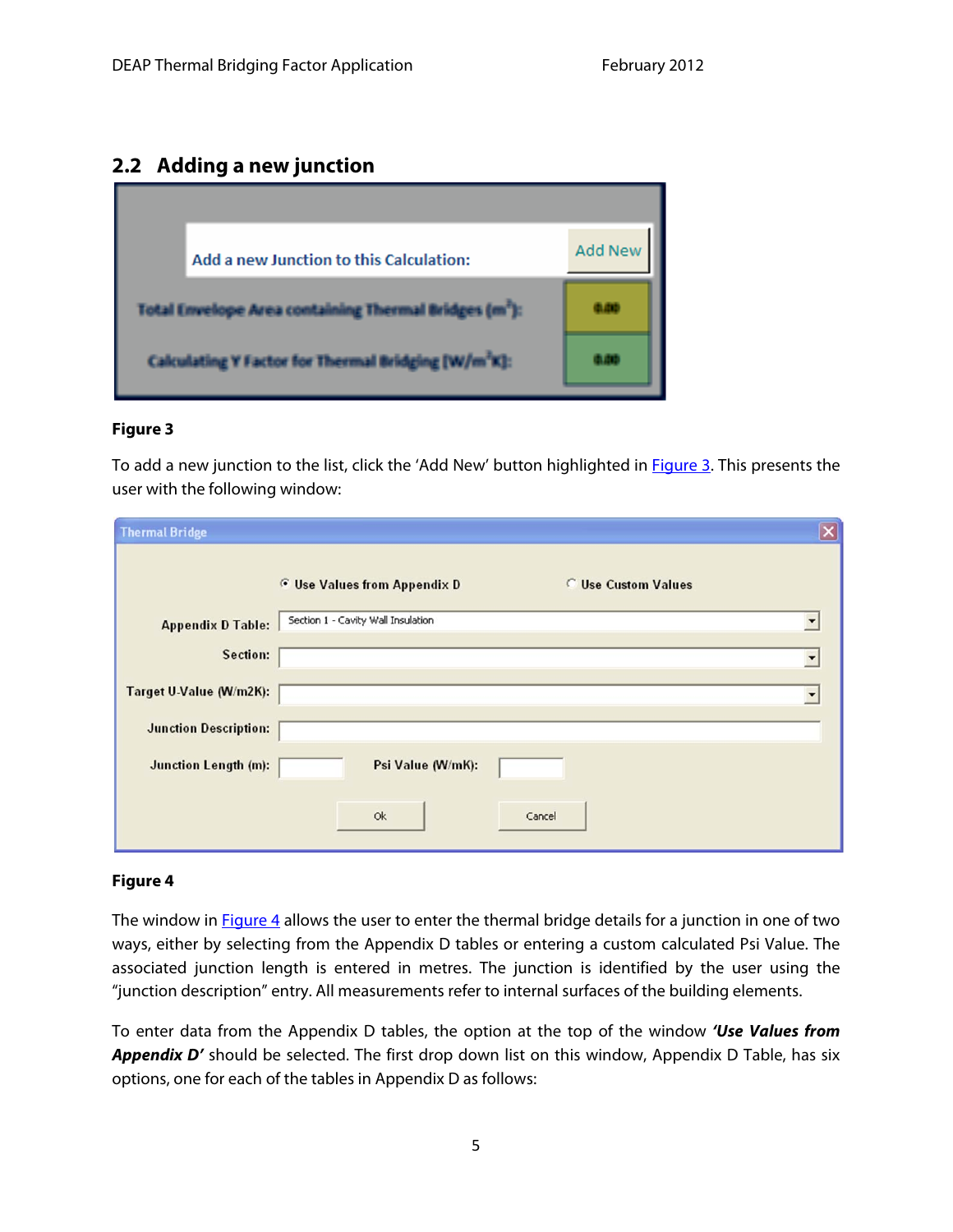## 2.2 Adding a new junction

**Figure 3**

To add a new junction to the list, click the 'Add New' button highlighted in Figure 3. This presents the user with the following window:

**Figure 4**

The window in Figure 4 allows the user to enter the thermal bridge details for a junction in one of two ways, either by selecting from the Appendix D tables or entering a custom calculated Psi Value. The associated junction length is entered in metres. The junction is identified by the user using the "junction description" entry. All measurements refer to internal surfaces of the building elements.

To enter data from the Appendix D tables, the option at the top of the window ***'Use Values from Appendix D'*** should be selected. The first drop down list on this window, Appendix D Table, has six options, one for each of the tables in Appendix D as follows: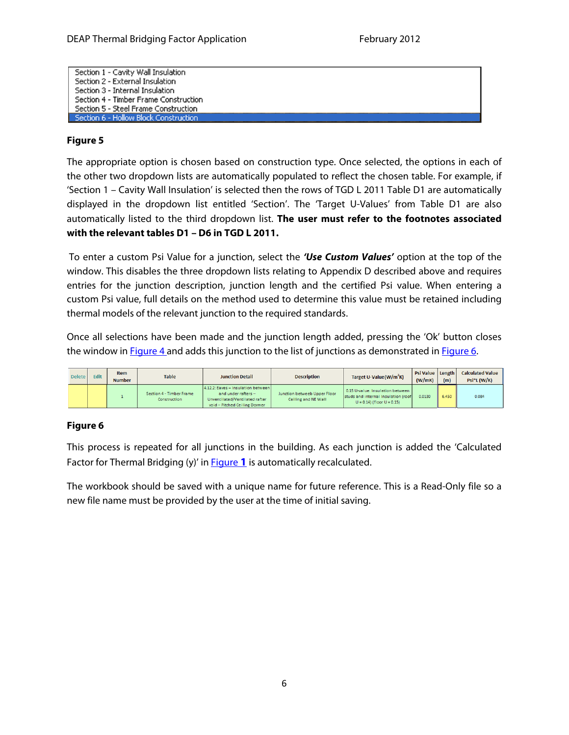Section 1 - Cavity Wall Insulation
Section 2 - External Insulation
Section 3 - Internal Insulation
Section 4 - Timber Frame Construction
Section 5 - Steel Frame Construction
Section 6 - Hollow Block Construction

**Figure 5**

The appropriate option is chosen based on construction type. Once selected, the options in each of the other two dropdown lists are automatically populated to reflect the chosen table. For example, if 'Section 1 – Cavity Wall Insulation' is selected then the rows of TGD L 2011 Table D1 are automatically displayed in the dropdown list entitled 'Section'. The 'Target U-Values' from Table D1 are also automatically listed to the third dropdown list. **The user must refer to the footnotes associated with the relevant tables D1 – D6 in TGD L 2011.**

To enter a custom Psi Value for a junction, select the ***'Use Custom Values'*** option at the top of the window. This disables the three dropdown lists relating to Appendix D described above and requires entries for the junction description, junction length and the certified Psi value. When entering a custom Psi value, full details on the method used to determine this value must be retained including thermal models of the relevant junction to the required standards.

Once all selections have been made and the junction length added, pressing the 'Ok' button closes the window in Figure 4 and adds this junction to the list of junctions as demonstrated in Figure 6.

| Delete | Edit | Item Number | Table | Junction Detail | Description | Target U-Value($W/m^2K$) | Psi Value (W/mK) | Length (m) | Calculated Value Psi*L (W/K) |
|---|---|---|---|---|---|---|---|---|---|
| | | 1 | Section 4 - Timber Frame Construction | 4.12.2: Eaves – Insulation between and under rafters – Unventilated/Ventilated rafter void – Pitched Ceiling Dormer | Junction betweeb Upper Floor Ceiling and NE Wall | 0.15 U-value. Insulation between studs and internal insulation (roof U = 0.14) (floor U = 0.15) | 0.0130 | 6.450 | 0.084 |

**Figure 6**

This process is repeated for all junctions in the building. As each junction is added the 'Calculated Factor for Thermal Bridging (y)' in Figure **1** is automatically recalculated.

The workbook should be saved with a unique name for future reference. This is a Read-Only file so a new file name must be provided by the user at the time of initial saving.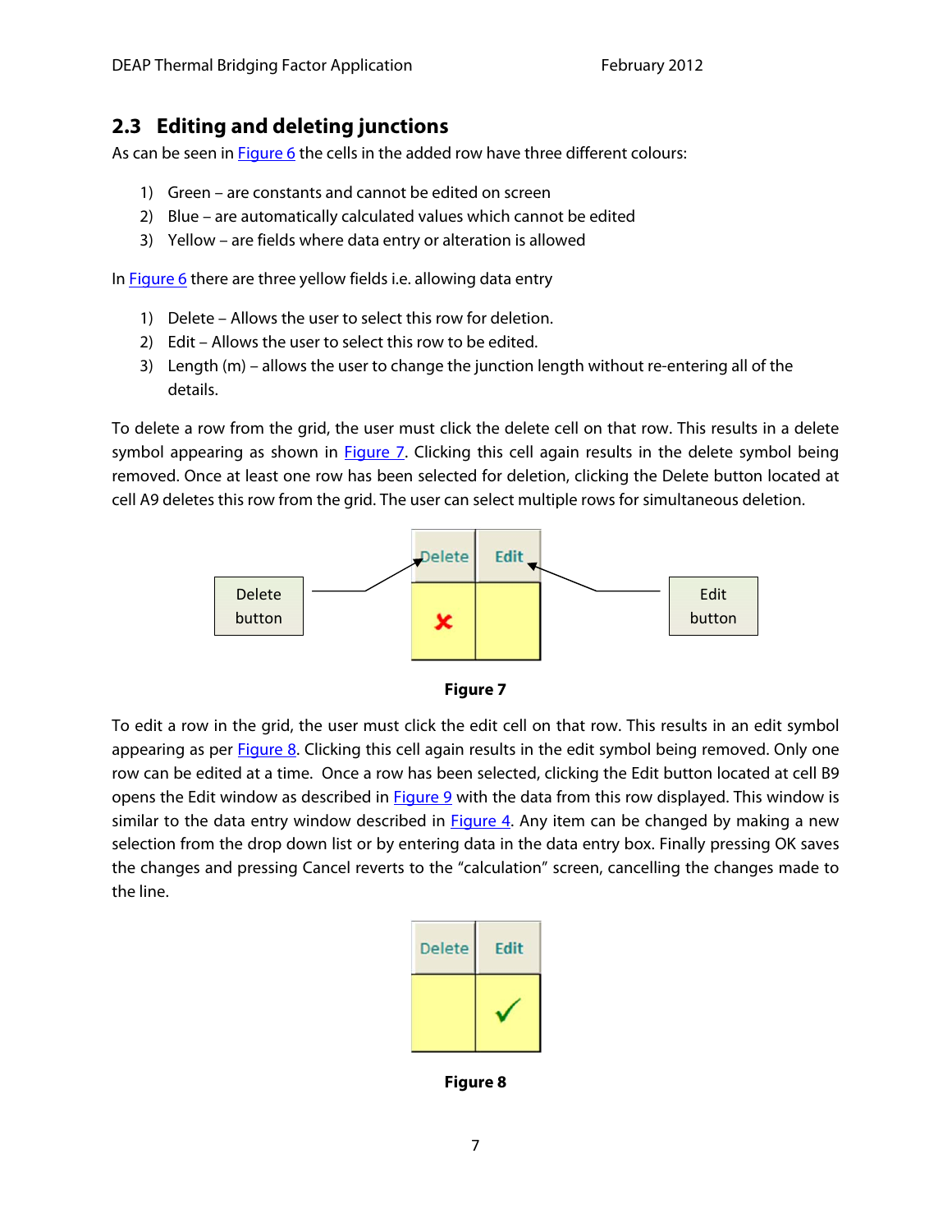## 2.3 Editing and deleting junctions

As can be seen in Figure 6 the cells in the added row have three different colours:

1) Green – are constants and cannot be edited on screen
2) Blue – are automatically calculated values which cannot be edited
3) Yellow – are fields where data entry or alteration is allowed

In Figure 6 there are three yellow fields i.e. allowing data entry

1) Delete – Allows the user to select this row for deletion.
2) Edit – Allows the user to select this row to be edited.
3) Length (m) – allows the user to change the junction length without re-entering all of the details.

To delete a row from the grid, the user must click the delete cell on that row. This results in a delete symbol appearing as shown in Figure 7. Clicking this cell again results in the delete symbol being removed. Once at least one row has been selected for deletion, clicking the Delete button located at cell A9 deletes this row from the grid. The user can select multiple rows for simultaneous deletion.

Delete button

| Delete | Edit |
|---|---|
| ✗ | |

Edit button

**Figure 7**

To edit a row in the grid, the user must click the edit cell on that row. This results in an edit symbol appearing as per Figure 8. Clicking this cell again results in the edit symbol being removed. Only one row can be edited at a time. Once a row has been selected, clicking the Edit button located at cell B9 opens the Edit window as described in Figure 9 with the data from this row displayed. This window is similar to the data entry window described in Figure 4. Any item can be changed by making a new selection from the drop down list or by entering data in the data entry box. Finally pressing OK saves the changes and pressing Cancel reverts to the "calculation" screen, cancelling the changes made to the line.

| Delete | Edit |
|---|---|
| | ✓ |

**Figure 8**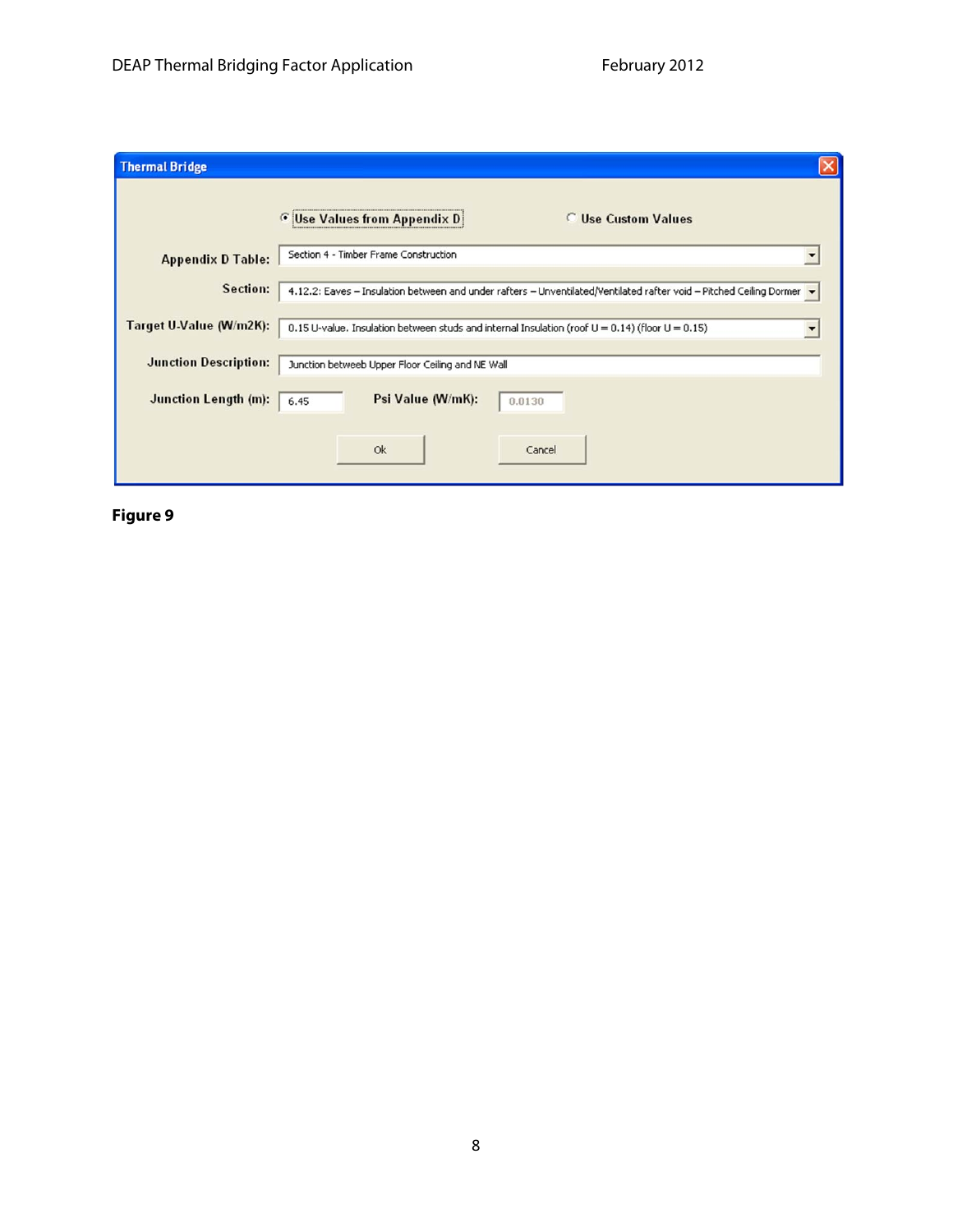Thermal Bridge

Use Values from Appendix D

Use Custom Values

Appendix D Table: Section 4 - Timber Frame Construction

Section: 4.12.2: Eaves – Insulation between and under rafters – Unventilated/Ventilated rafter void – Pitched Ceiling Dormer

Target U-Value (W/m2K): 0.15 U-value. Insulation between studs and internal Insulation (roof U = 0.14) (floor U = 0.15)

Junction Description: Junction betweeb Upper Floor Ceiling and NE Wall

Junction Length (m): 6.45

Psi Value (W/mK): 0.0130

Ok

Cancel

**Figure 9**